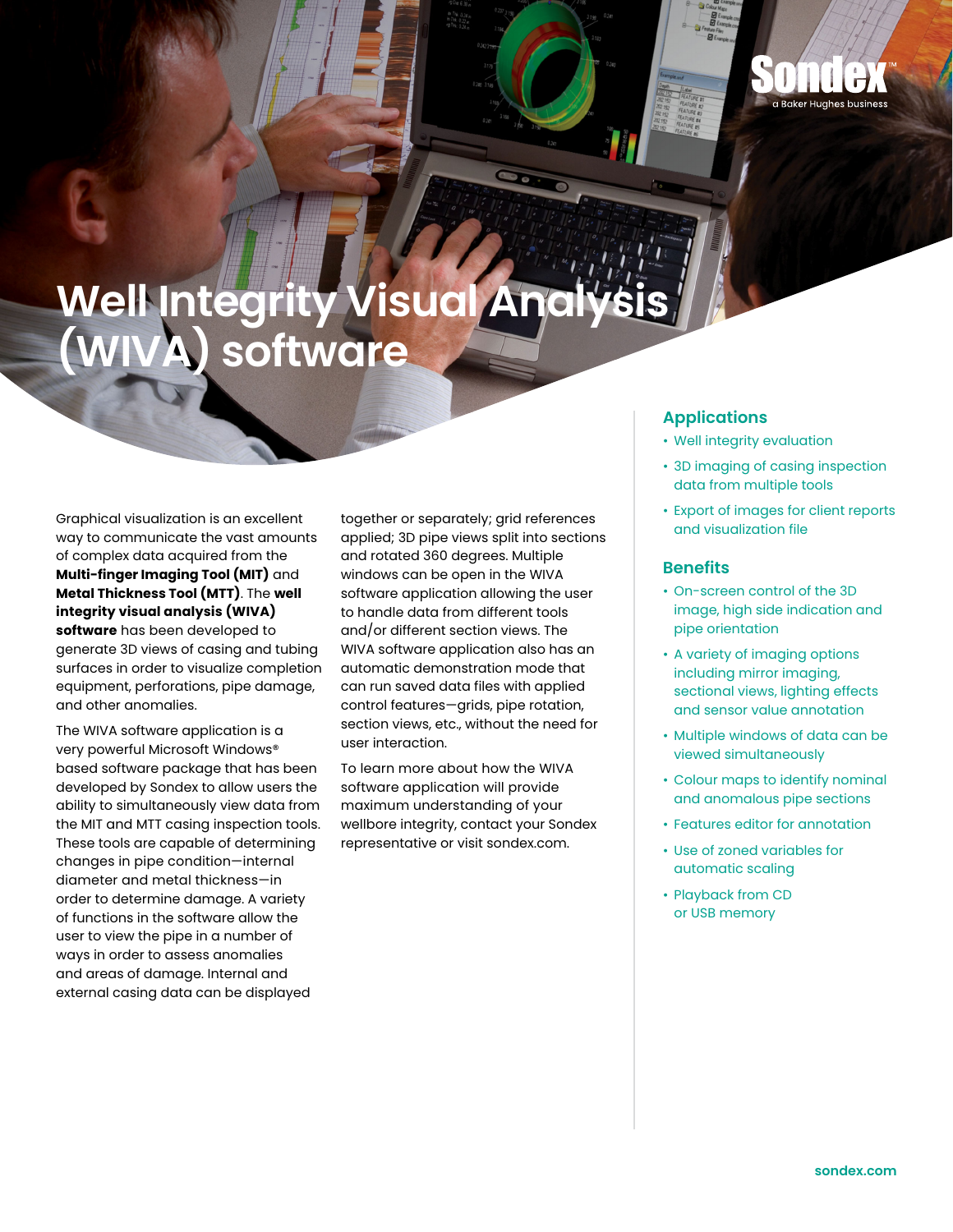# Well Integrity Visual Analysis (WIVA) software

Graphical visualization is an excellent way to communicate the vast amounts of complex data acquired from the **Multi-finger Imaging Tool (MIT)** and **Metal Thickness Tool (MTT)**. The **well integrity visual analysis (WIVA) software** has been developed to generate 3D views of casing and tubing surfaces in order to visualize completion equipment, perforations, pipe damage, and other anomalies.

The WIVA software application is a very powerful Microsoft Windows® based software package that has been developed by Sondex to allow users the ability to simultaneously view data from the MIT and MTT casing inspection tools. These tools are capable of determining changes in pipe condition—internal diameter and metal thickness—in order to determine damage. A variety of functions in the software allow the user to view the pipe in a number of ways in order to assess anomalies and areas of damage. Internal and external casing data can be displayed together or separately; grid references applied; 3D pipe views split into sections and rotated 360 degrees. Multiple windows can be open in the WIVA software application allowing the user to handle data from different tools and/or different section views. The WIVA software application also has an automatic demonstration mode that can run saved data files with applied control features—grids, pipe rotation, section views, etc., without the need for user interaction.

To learn more about how the WIVA software application will provide maximum understanding of your wellbore integrity, contact your Sondex representative or visit sondex.com.

## Applications

- Well integrity evaluation
- 3D imaging of casing inspection data from multiple tools
- Export of images for client reports and visualization file

## Benefits

- On-screen control of the 3D image, high side indication and pipe orientation
- A variety of imaging options including mirror imaging, sectional views, lighting effects and sensor value annotation
- Multiple windows of data can be viewed simultaneously
- Colour maps to identify nominal and anomalous pipe sections
- Features editor for annotation
- Use of zoned variables for automatic scaling
- Playback from CD or USB memory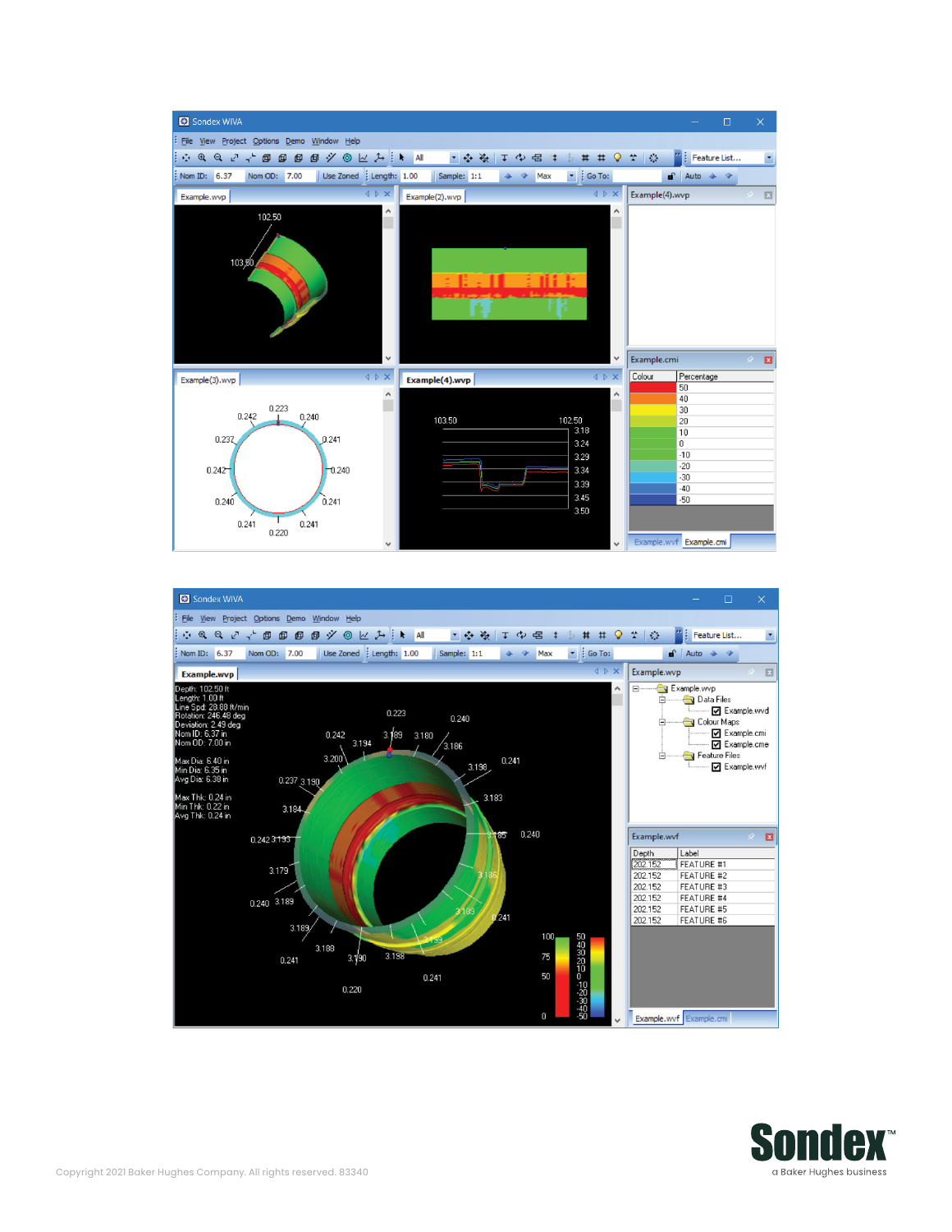Sondex WIVA

File View Project Options Demo Window Help

Nom ID: 6.37 Nom OD: 7.00 Use Zoned Length: 1.00 Sample: 1:1 Max Go To: Auto

Example.wvp

102.50

103.50

Example(2).wvp

Example(4).wvp

Example(3).wvp

0.223
0.242 0.240
0.237 0.241
0.242 0.240
0.240 0.241
0.241 0.241
0.220

Example(4).wvp

103.50 102.50
3.18
3.24
3.29
3.34
3.39
3.45
3.50

Example.cmi

| Colour | Percentage |
|---|---|
| | 50 |
| | 40 |
| | 30 |
| | 20 |
| | 10 |
| | 0 |
| | -10 |
| | -20 |
| | -30 |
| | -40 |
| | -50 |

Example.wvf Example.cmi

Sondex WIVA

File View Project Options Demo Window Help

Nom ID: 6.37 Nom OD: 7.00 Use Zoned Length: 1.00 Sample: 1:1 Max Go To: Auto

Example.wvp

Depth: 102.50 ft
Length: 1.00 ft
Line Spd: 28.88 ft/min
Rotation: 246.48 deg
Deviation: 2.49 deg
Nom ID: 6.37 in
Nom OD: 7.00 in

Max Dia: 6.40 in
Min Dia: 6.35 in
Avg Dia: 6.38 in

Max Thk: 0.24 in
Min Thk: 0.22 in
Avg Thk: 0.24 in

0.223 0.240 0.242 3.189 3.180 3.194 3.186 3.200 3.198 0.241 0.237 3.190 3.183 3.184 3.185 0.240 0.242 3.193 3.179 3.186 0.240 3.189 3.183 0.241 3.189 3.189 3.188 3.190 3.198 0.241 0.241 0.220

100 75 50 0

50 40 30 20 10 0 -10 -20 -30 -40 -50

Example.wvp
Data Files
Example.wvd
Colour Maps
Example.cmi
Example.cme
Feature Files
Example.wvf

Example.wvf

| Depth | Label |
|---|---|
| 202.152 | FEATURE #1 |
| 202.152 | FEATURE #2 |
| 202.152 | FEATURE #3 |
| 202.152 | FEATURE #4 |
| 202.152 | FEATURE #5 |
| 202.152 | FEATURE #6 |

Example.wvf Example.cmi

Copyright 2021 Baker Hughes Company. All rights reserved. 83340

Sondex™
a Baker Hughes business